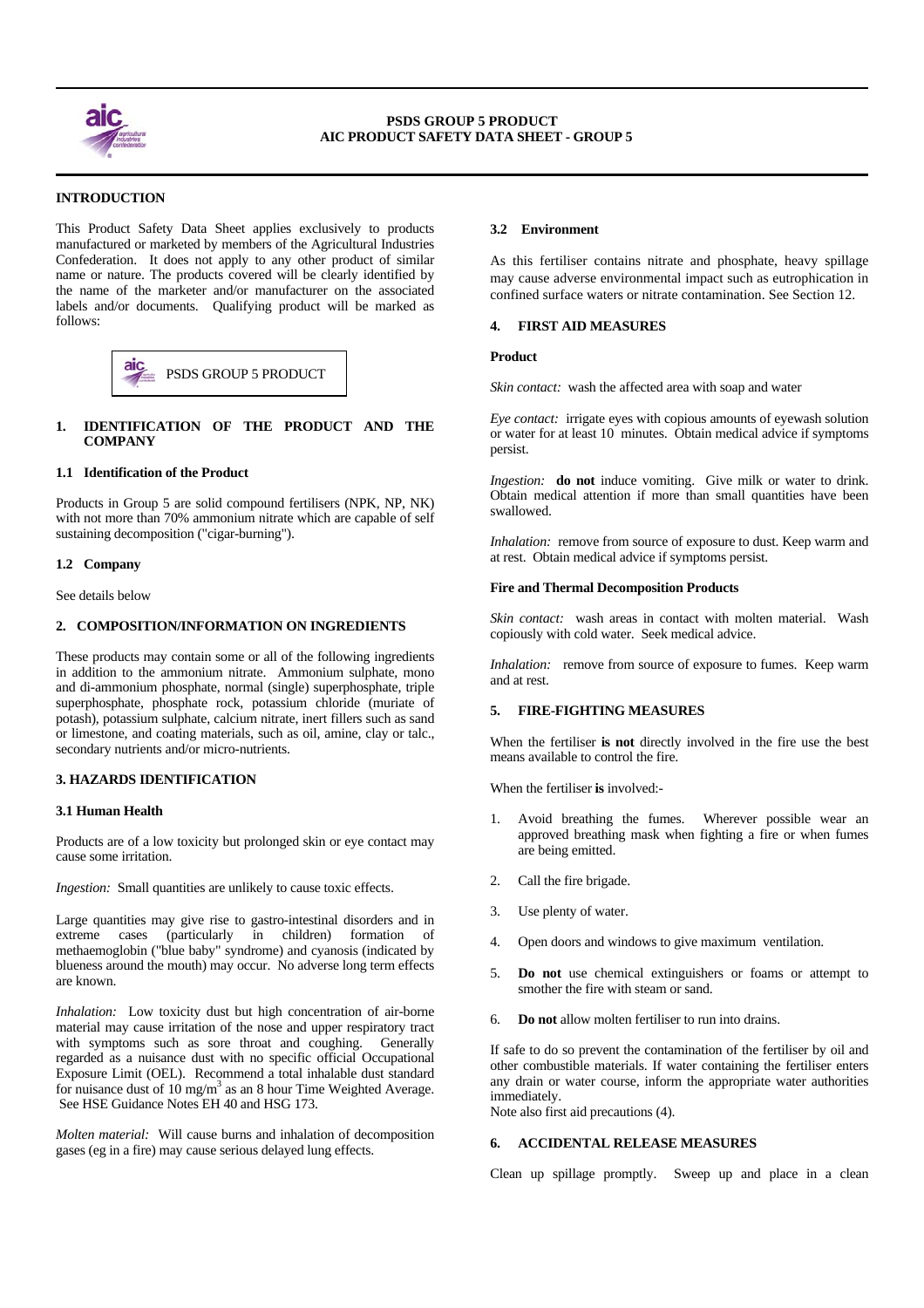**PSDS GROUP 5 PRODUCT**
**AIC PRODUCT SAFETY DATA SHEET - GROUP 5**

## INTRODUCTION

This Product Safety Data Sheet applies exclusively to products manufactured or marketed by members of the Agricultural Industries Confederation. It does not apply to any other product of similar name or nature. The products covered will be clearly identified by the name of the marketer and/or manufacturer on the associated labels and/or documents. Qualifying product will be marked as follows:

PSDS GROUP 5 PRODUCT

## 1. IDENTIFICATION OF THE PRODUCT AND THE COMPANY

### 1.1 Identification of the Product

Products in Group 5 are solid compound fertilisers (NPK, NP, NK) with not more than 70% ammonium nitrate which are capable of self sustaining decomposition ("cigar-burning").

### 1.2 Company

See details below

## 2. COMPOSITION/INFORMATION ON INGREDIENTS

These products may contain some or all of the following ingredients in addition to the ammonium nitrate. Ammonium sulphate, mono and di-ammonium phosphate, normal (single) superphosphate, triple superphosphate, phosphate rock, potassium chloride (muriate of potash), potassium sulphate, calcium nitrate, inert fillers such as sand or limestone, and coating materials, such as oil, amine, clay or talc., secondary nutrients and/or micro-nutrients.

## 3. HAZARDS IDENTIFICATION

### 3.1 Human Health

Products are of a low toxicity but prolonged skin or eye contact may cause some irritation.

*Ingestion:* Small quantities are unlikely to cause toxic effects.

Large quantities may give rise to gastro-intestinal disorders and in extreme cases (particularly in children) formation of methaemoglobin ("blue baby" syndrome) and cyanosis (indicated by blueness around the mouth) may occur. No adverse long term effects are known.

*Inhalation:* Low toxicity dust but high concentration of air-borne material may cause irritation of the nose and upper respiratory tract with symptoms such as sore throat and coughing. Generally regarded as a nuisance dust with no specific official Occupational Exposure Limit (OEL). Recommend a total inhalable dust standard for nuisance dust of 10 $mg/m^3$ as an 8 hour Time Weighted Average. See HSE Guidance Notes EH 40 and HSG 173.

*Molten material:* Will cause burns and inhalation of decomposition gases (eg in a fire) may cause serious delayed lung effects.

### 3.2 Environment

As this fertiliser contains nitrate and phosphate, heavy spillage may cause adverse environmental impact such as eutrophication in confined surface waters or nitrate contamination. See Section 12.

## 4. FIRST AID MEASURES

**Product**

*Skin contact:* wash the affected area with soap and water

*Eye contact:* irrigate eyes with copious amounts of eyewash solution or water for at least 10 minutes. Obtain medical advice if symptoms persist.

*Ingestion:* **do not** induce vomiting. Give milk or water to drink. Obtain medical attention if more than small quantities have been swallowed.

*Inhalation:* remove from source of exposure to dust. Keep warm and at rest. Obtain medical advice if symptoms persist.

**Fire and Thermal Decomposition Products**

*Skin contact:* wash areas in contact with molten material. Wash copiously with cold water. Seek medical advice.

*Inhalation:* remove from source of exposure to fumes. Keep warm and at rest.

## 5. FIRE-FIGHTING MEASURES

When the fertiliser **is not** directly involved in the fire use the best means available to control the fire.

When the fertiliser **is** involved:-

1. Avoid breathing the fumes. Wherever possible wear an approved breathing mask when fighting a fire or when fumes are being emitted.
2. Call the fire brigade.
3. Use plenty of water.
4. Open doors and windows to give maximum ventilation.
5. **Do not** use chemical extinguishers or foams or attempt to smother the fire with steam or sand.
6. **Do not** allow molten fertiliser to run into drains.

If safe to do so prevent the contamination of the fertiliser by oil and other combustible materials. If water containing the fertiliser enters any drain or water course, inform the appropriate water authorities immediately.
Note also first aid precautions (4).

## 6. ACCIDENTAL RELEASE MEASURES

Clean up spillage promptly. Sweep up and place in a clean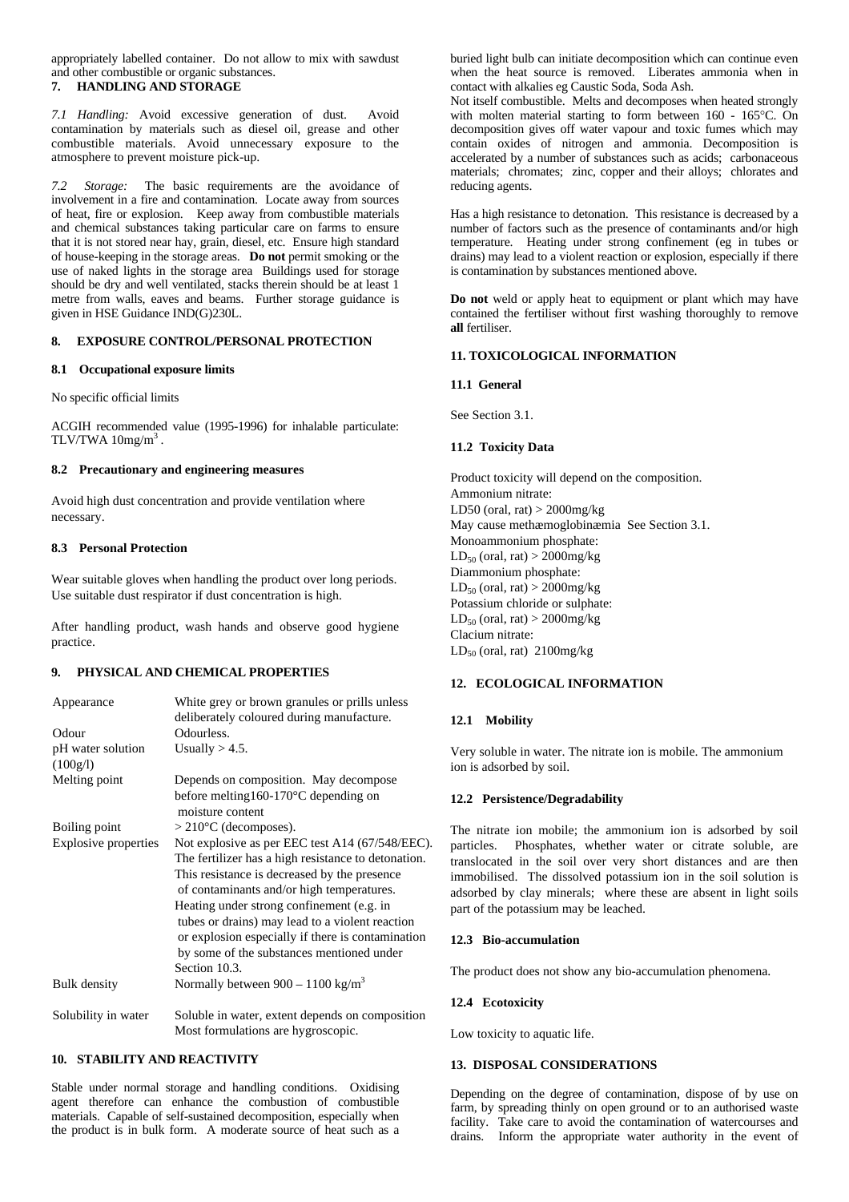appropriately labelled container. Do not allow to mix with sawdust and other combustible or organic substances.

## 7. HANDLING AND STORAGE

*7.1 Handling:* Avoid excessive generation of dust. Avoid contamination by materials such as diesel oil, grease and other combustible materials. Avoid unnecessary exposure to the atmosphere to prevent moisture pick-up.

*7.2 Storage:* The basic requirements are the avoidance of involvement in a fire and contamination. Locate away from sources of heat, fire or explosion. Keep away from combustible materials and chemical substances taking particular care on farms to ensure that it is not stored near hay, grain, diesel, etc. Ensure high standard of house-keeping in the storage areas. **Do not** permit smoking or the use of naked lights in the storage area Buildings used for storage should be dry and well ventilated, stacks therein should be at least 1 metre from walls, eaves and beams. Further storage guidance is given in HSE Guidance IND(G)230L.

## 8. EXPOSURE CONTROL/PERSONAL PROTECTION

### 8.1 Occupational exposure limits

No specific official limits

ACGIH recommended value (1995-1996) for inhalable particulate: TLV/TWA $10mg/m^3$ .

### 8.2 Precautionary and engineering measures

Avoid high dust concentration and provide ventilation where necessary.

### 8.3 Personal Protection

Wear suitable gloves when handling the product over long periods. Use suitable dust respirator if dust concentration is high.

After handling product, wash hands and observe good hygiene practice.

## 9. PHYSICAL AND CHEMICAL PROPERTIES

| | |
|---|---|
| Appearance | White grey or brown granules or prills unless deliberately coloured during manufacture. |
| Odour | Odourless. |
| pH water solution (100g/l) | Usually > 4.5. |
| Melting point | Depends on composition. May decompose before melting160-170°C depending on moisture content |
| Boiling point | > 210°C (decomposes). |
| Explosive properties | Not explosive as per EEC test A14 (67/548/EEC). The fertilizer has a high resistance to detonation. This resistance is decreased by the presence of contaminants and/or high temperatures. Heating under strong confinement (e.g. in tubes or drains) may lead to a violent reaction or explosion especially if there is contamination by some of the substances mentioned under Section 10.3. |
| Bulk density | Normally between 900 – 1100 $kg/m^3$ |
| Solubility in water | Soluble in water, extent depends on composition Most formulations are hygroscopic. |

## 10. STABILITY AND REACTIVITY

Stable under normal storage and handling conditions. Oxidising agent therefore can enhance the combustion of combustible materials. Capable of self-sustained decomposition, especially when the product is in bulk form. A moderate source of heat such as a buried light bulb can initiate decomposition which can continue even when the heat source is removed. Liberates ammonia when in contact with alkalies eg Caustic Soda, Soda Ash.

Not itself combustible. Melts and decomposes when heated strongly with molten material starting to form between 160 - 165°C. On decomposition gives off water vapour and toxic fumes which may contain oxides of nitrogen and ammonia. Decomposition is accelerated by a number of substances such as acids; carbonaceous materials; chromates; zinc, copper and their alloys; chlorates and reducing agents.

Has a high resistance to detonation. This resistance is decreased by a number of factors such as the presence of contaminants and/or high temperature. Heating under strong confinement (eg in tubes or drains) may lead to a violent reaction or explosion, especially if there is contamination by substances mentioned above.

**Do not** weld or apply heat to equipment or plant which may have contained the fertiliser without first washing thoroughly to remove **all** fertiliser.

## 11. TOXICOLOGICAL INFORMATION

### 11.1 General

See Section 3.1.

### 11.2 Toxicity Data

Product toxicity will depend on the composition.
Ammonium nitrate:
LD50 (oral, rat) > 2000mg/kg
May cause methæmoglobinæmia See Section 3.1.
Monoammonium phosphate:
$LD_{50}$ (oral, rat) > 2000mg/kg
Diammonium phosphate:
$LD_{50}$ (oral, rat) > 2000mg/kg
Potassium chloride or sulphate:
$LD_{50}$ (oral, rat) > 2000mg/kg
Clacium nitrate:
$LD_{50}$ (oral, rat) 2100mg/kg

## 12. ECOLOGICAL INFORMATION

### 12.1 Mobility

Very soluble in water. The nitrate ion is mobile. The ammonium ion is adsorbed by soil.

### 12.2 Persistence/Degradability

The nitrate ion mobile; the ammonium ion is adsorbed by soil particles. Phosphates, whether water or citrate soluble, are translocated in the soil over very short distances and are then immobilised. The dissolved potassium ion in the soil solution is adsorbed by clay minerals; where these are absent in light soils part of the potassium may be leached.

### 12.3 Bio-accumulation

The product does not show any bio-accumulation phenomena.

### 12.4 Ecotoxicity

Low toxicity to aquatic life.

## 13. DISPOSAL CONSIDERATIONS

Depending on the degree of contamination, dispose of by use on farm, by spreading thinly on open ground or to an authorised waste facility. Take care to avoid the contamination of watercourses and drains. Inform the appropriate water authority in the event of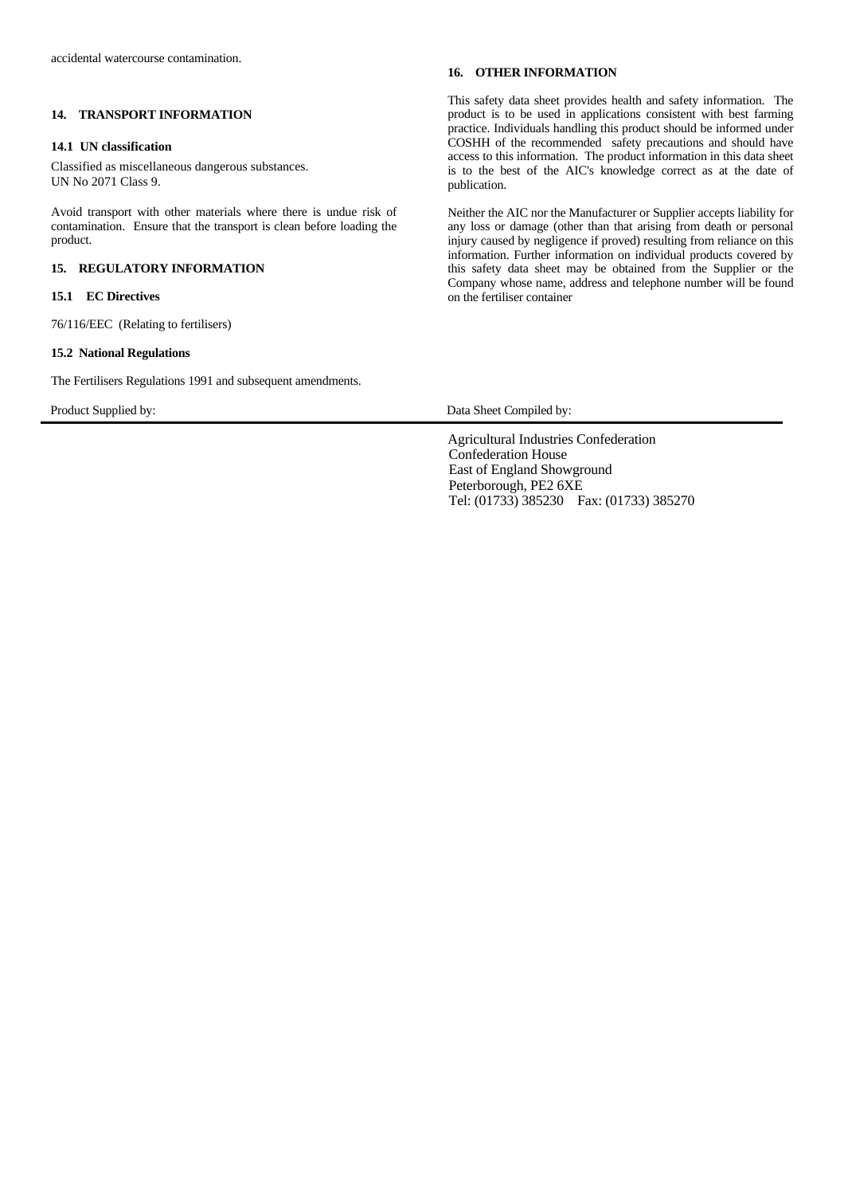accidental watercourse contamination.

## 14. TRANSPORT INFORMATION

### 14.1 UN classification

Classified as miscellaneous dangerous substances.
UN No 2071 Class 9.

Avoid transport with other materials where there is undue risk of contamination. Ensure that the transport is clean before loading the product.

## 15. REGULATORY INFORMATION

### 15.1 EC Directives

76/116/EEC (Relating to fertilisers)

### 15.2 National Regulations

The Fertilisers Regulations 1991 and subsequent amendments.

## 16. OTHER INFORMATION

This safety data sheet provides health and safety information. The product is to be used in applications consistent with best farming practice. Individuals handling this product should be informed under COSHH of the recommended safety precautions and should have access to this information. The product information in this data sheet is to the best of the AIC's knowledge correct as at the date of publication.

Neither the AIC nor the Manufacturer or Supplier accepts liability for any loss or damage (other than that arising from death or personal injury caused by negligence if proved) resulting from reliance on this information. Further information on individual products covered by this safety data sheet may be obtained from the Supplier or the Company whose name, address and telephone number will be found on the fertiliser container

Product Supplied by:

Data Sheet Compiled by:

Agricultural Industries Confederation
Confederation House
East of England Showground
Peterborough, PE2 6XE
Tel: (01733) 385230 Fax: (01733) 385270